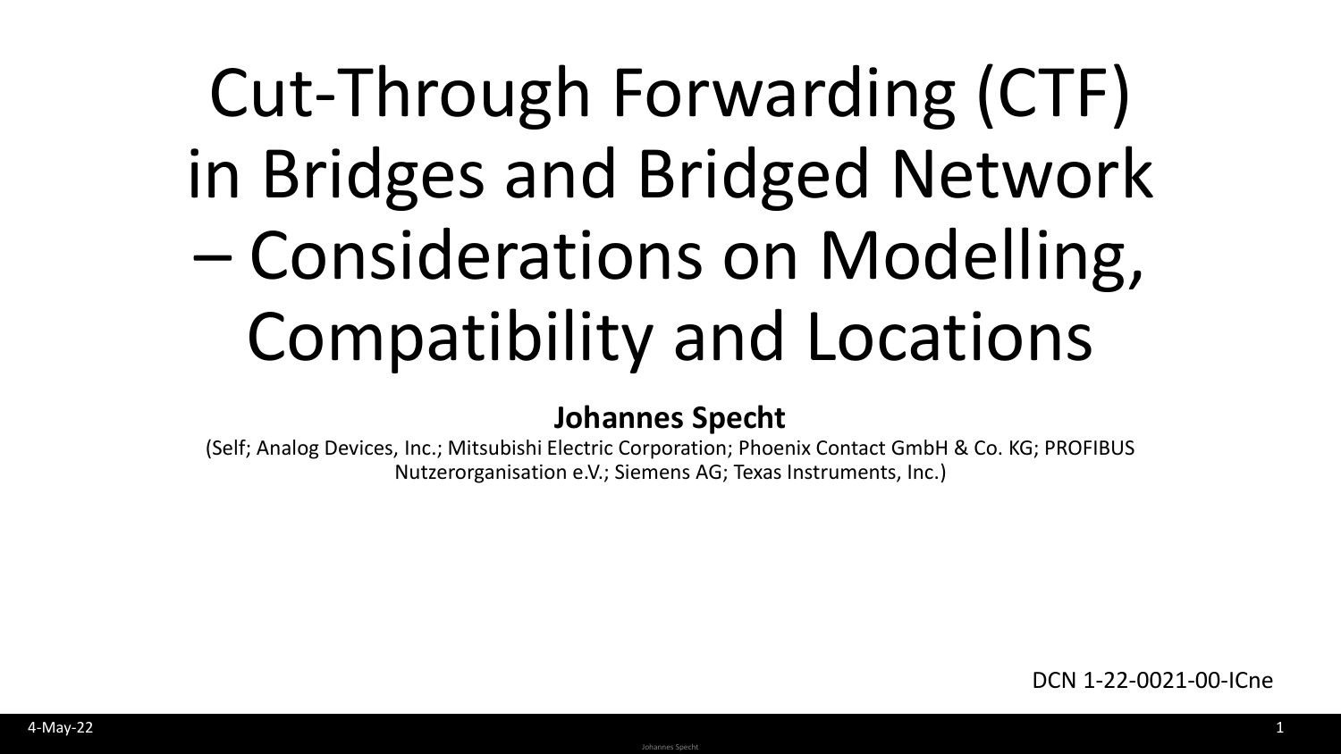# Cut-Through Forwarding (CTF) in Bridges and Bridged Network – Considerations on Modelling, Compatibility and Locations

**Johannes Specht**

(Self; Analog Devices, Inc.; Mitsubishi Electric Corporation; Phoenix Contact GmbH & Co. KG; PROFIBUS Nutzerorganisation e.V.; Siemens AG; Texas Instruments, Inc.)

DCN 1-22-0021-00-ICne

4-May-22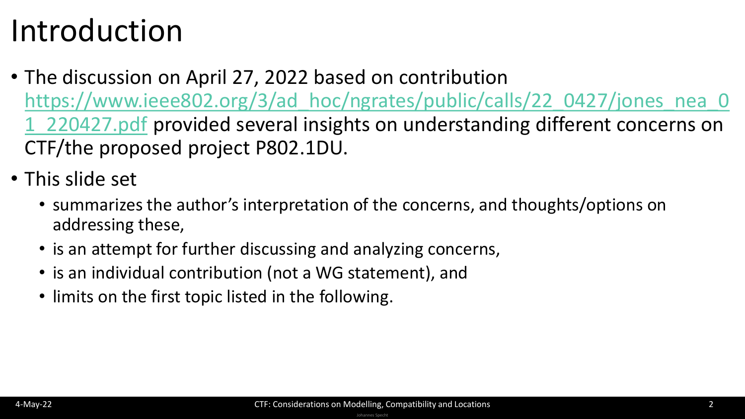# Introduction

- The discussion on April 27, 2022 based on contribution https://www.ieee802.org/3/ad_hoc/ngrates/public/calls/22_0427/jones_nea_01_220427.pdf provided several insights on understanding different concerns on CTF/the proposed project P802.1DU.
- This slide set
  - summarizes the author's interpretation of the concerns, and thoughts/options on addressing these,
  - is an attempt for further discussing and analyzing concerns,
  - is an individual contribution (not a WG statement), and
  - limits on the first topic listed in the following.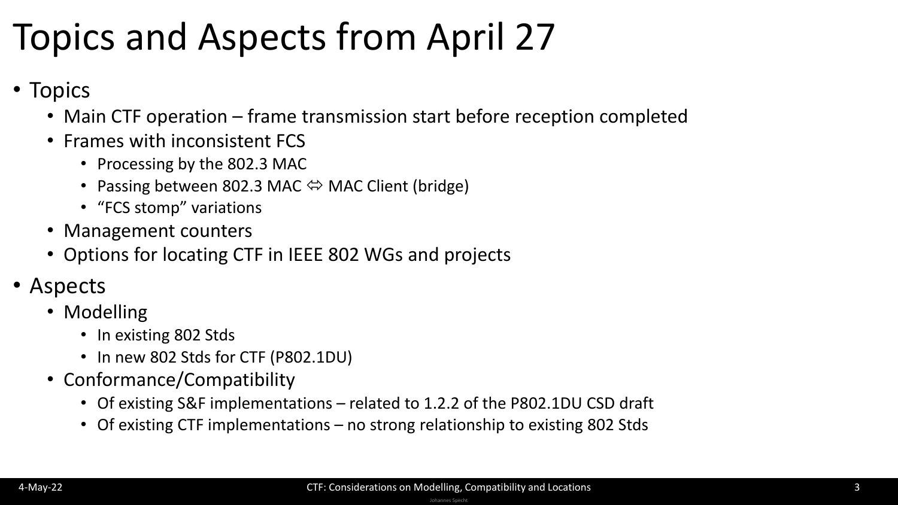# Topics and Aspects from April 27

- Topics
  - Main CTF operation – frame transmission start before reception completed
  - Frames with inconsistent FCS
    - Processing by the 802.3 MAC
    - Passing between 802.3 MAC ⇔ MAC Client (bridge)
    - "FCS stomp" variations
  - Management counters
  - Options for locating CTF in IEEE 802 WGs and projects
- Aspects
  - Modelling
    - In existing 802 Stds
    - In new 802 Stds for CTF (P802.1DU)
  - Conformance/Compatibility
    - Of existing S&F implementations – related to 1.2.2 of the P802.1DU CSD draft
    - Of existing CTF implementations – no strong relationship to existing 802 Stds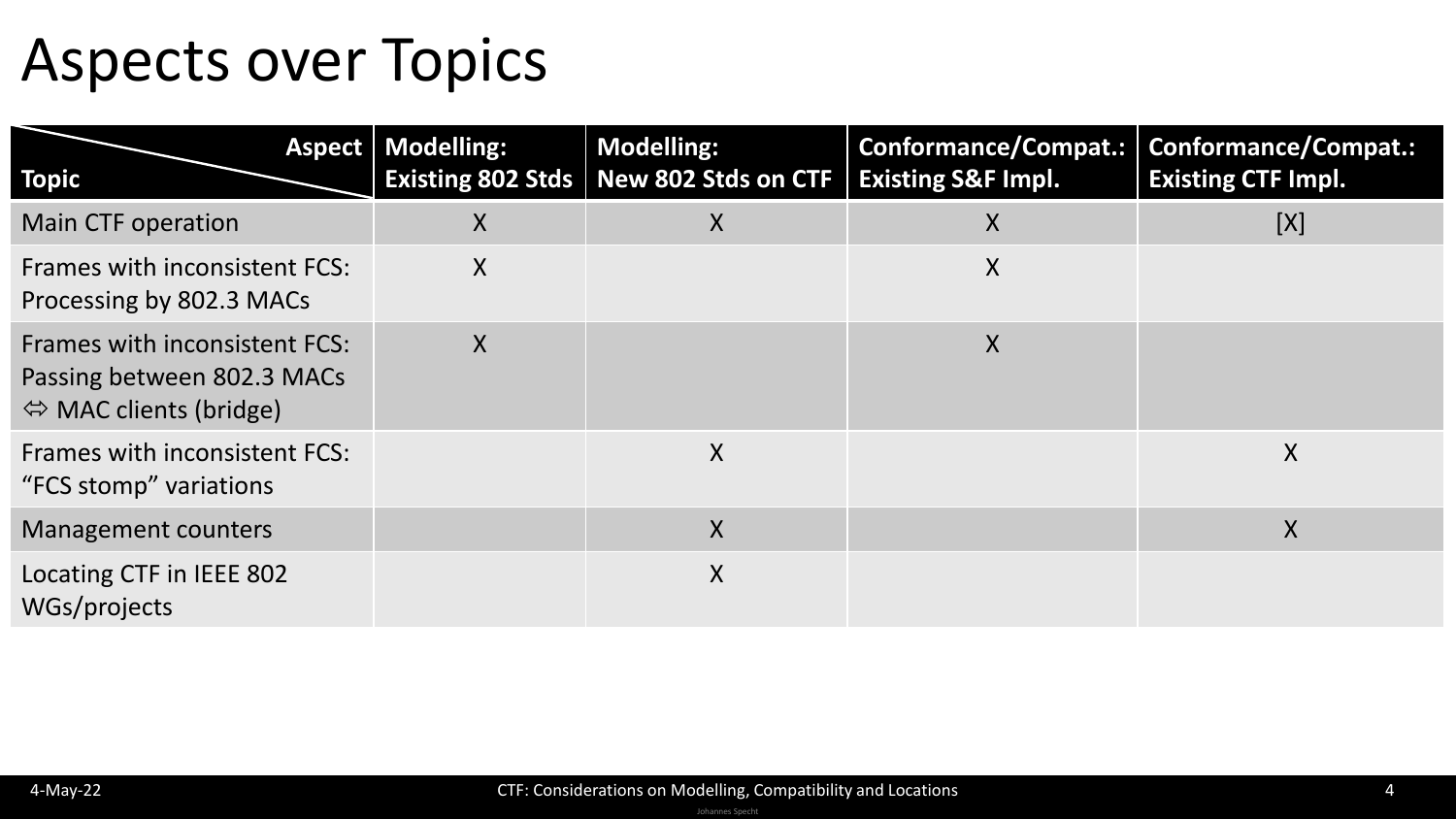# Aspects over Topics

| Topic \ Aspect | Modelling: Existing 802 Stds | Modelling: New 802 Stds on CTF | Conformance/Compat.: Existing S&F Impl. | Conformance/Compat.: Existing CTF Impl. |
|---|---|---|---|---|
| Main CTF operation | X | X | X | [X] |
| Frames with inconsistent FCS: Processing by 802.3 MACs | X | | X | |
| Frames with inconsistent FCS: Passing between 802.3 MACs ⇔ MAC clients (bridge) | X | | X | |
| Frames with inconsistent FCS: “FCS stomp” variations | | X | | X |
| Management counters | | X | | X |
| Locating CTF in IEEE 802 WGs/projects | | X | | |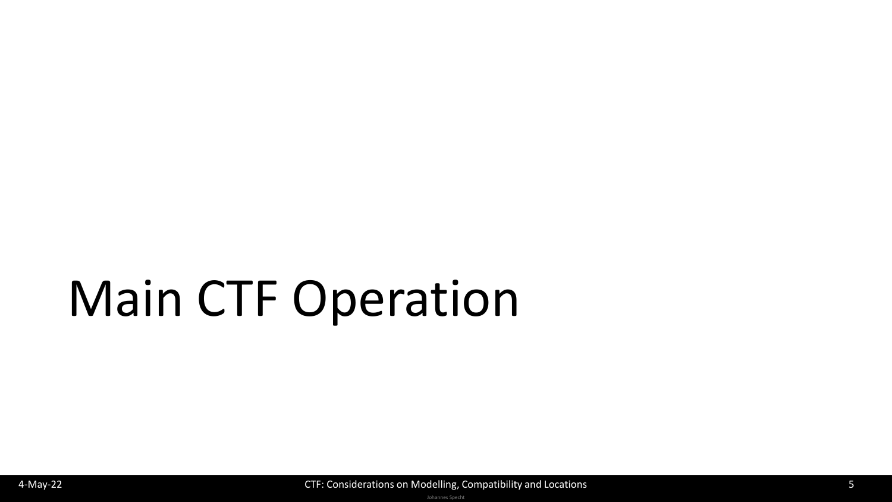# Main CTF Operation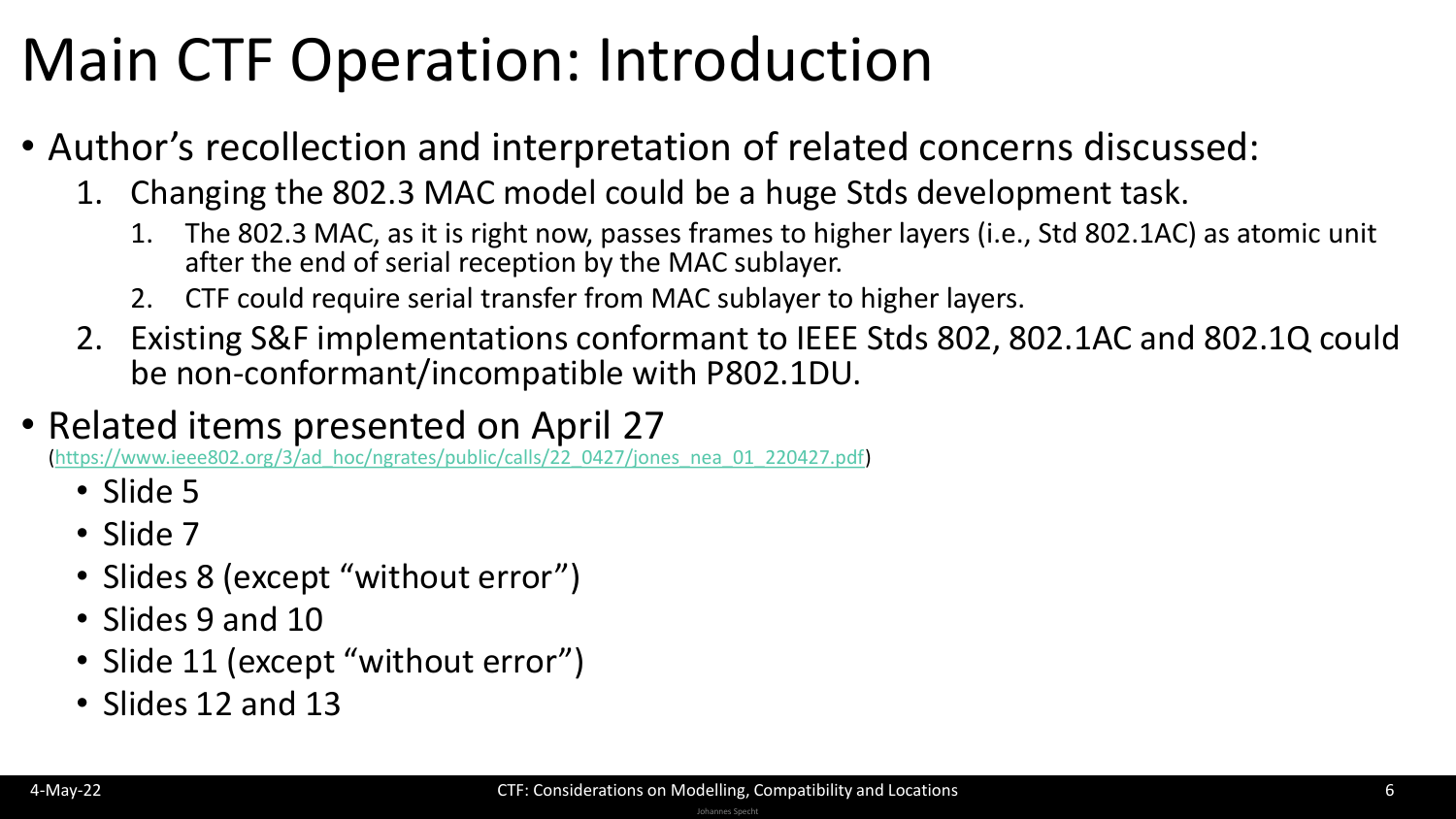# Main CTF Operation: Introduction

- Author's recollection and interpretation of related concerns discussed:
  1. Changing the 802.3 MAC model could be a huge Stds development task.
     1. The 802.3 MAC, as it is right now, passes frames to higher layers (i.e., Std 802.1AC) as atomic unit after the end of serial reception by the MAC sublayer.
     2. CTF could require serial transfer from MAC sublayer to higher layers.
  2. Existing S&F implementations conformant to IEEE Stds 802, 802.1AC and 802.1Q could be non-conformant/incompatible with P802.1DU.
- Related items presented on April 27 (https://www.ieee802.org/3/ad_hoc/ngrates/public/calls/22_0427/jones_nea_01_220427.pdf)
  - Slide 5
  - Slide 7
  - Slides 8 (except "without error")
  - Slides 9 and 10
  - Slide 11 (except "without error")
  - Slides 12 and 13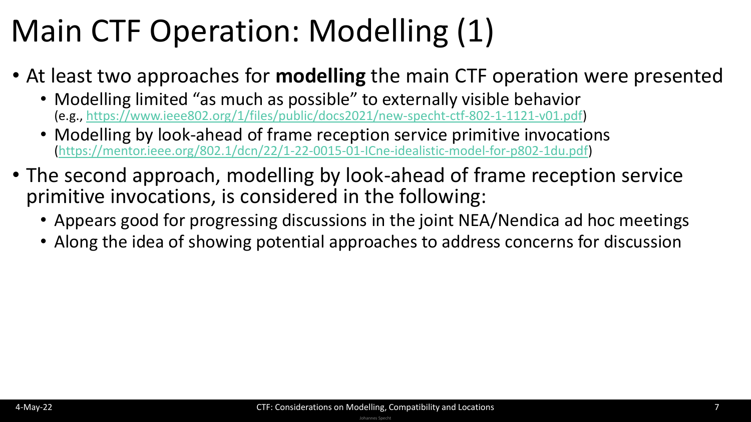# Main CTF Operation: Modelling (1)

- At least two approaches for **modelling** the main CTF operation were presented
  - Modelling limited "as much as possible" to externally visible behavior (e.g., https://www.ieee802.org/1/files/public/docs2021/new-specht-ctf-802-1-1121-v01.pdf)
  - Modelling by look-ahead of frame reception service primitive invocations (https://mentor.ieee.org/802.1/dcn/22/1-22-0015-01-ICne-idealistic-model-for-p802-1du.pdf)
- The second approach, modelling by look-ahead of frame reception service primitive invocations, is considered in the following:
  - Appears good for progressing discussions in the joint NEA/Nendica ad hoc meetings
  - Along the idea of showing potential approaches to address concerns for discussion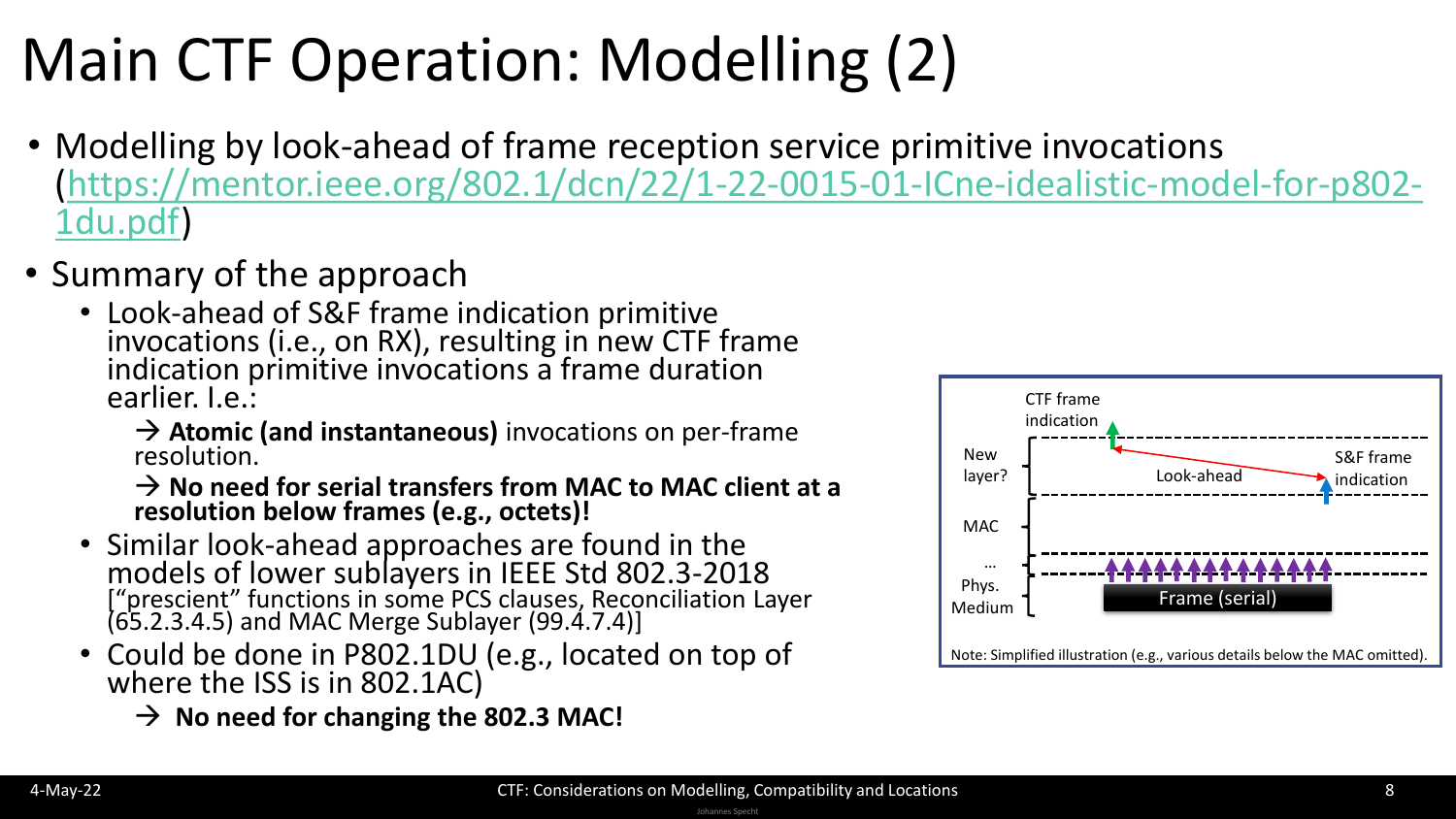# Main CTF Operation: Modelling (2)

- Modelling by look-ahead of frame reception service primitive invocations (https://mentor.ieee.org/802.1/dcn/22/1-22-0015-01-ICne-idealistic-model-for-p802-1du.pdf)
- Summary of the approach
  - Look-ahead of S&F frame indication primitive invocations (i.e., on RX), resulting in new CTF frame indication primitive invocations a frame duration earlier. I.e.:

    → **Atomic (and instantaneous)** invocations on per-frame resolution.

    → **No need for serial transfers from MAC to MAC client at a resolution below frames (e.g., octets)!**
  - Similar look-ahead approaches are found in the models of lower sublayers in IEEE Std 802.3-2018 ["prescient" functions in some PCS clauses, Reconciliation Layer (65.2.3.4.5) and MAC Merge Sublayer (99.4.7.4)]
  - Could be done in P802.1DU (e.g., located on top of where the ISS is in 802.1AC)

    → **No need for changing the 802.3 MAC!**

CTF frame indication | New layer? | Look-ahead | S&F frame indication | MAC | … | Phys. Medium | Frame (serial)

Note: Simplified illustration (e.g., various details below the MAC omitted).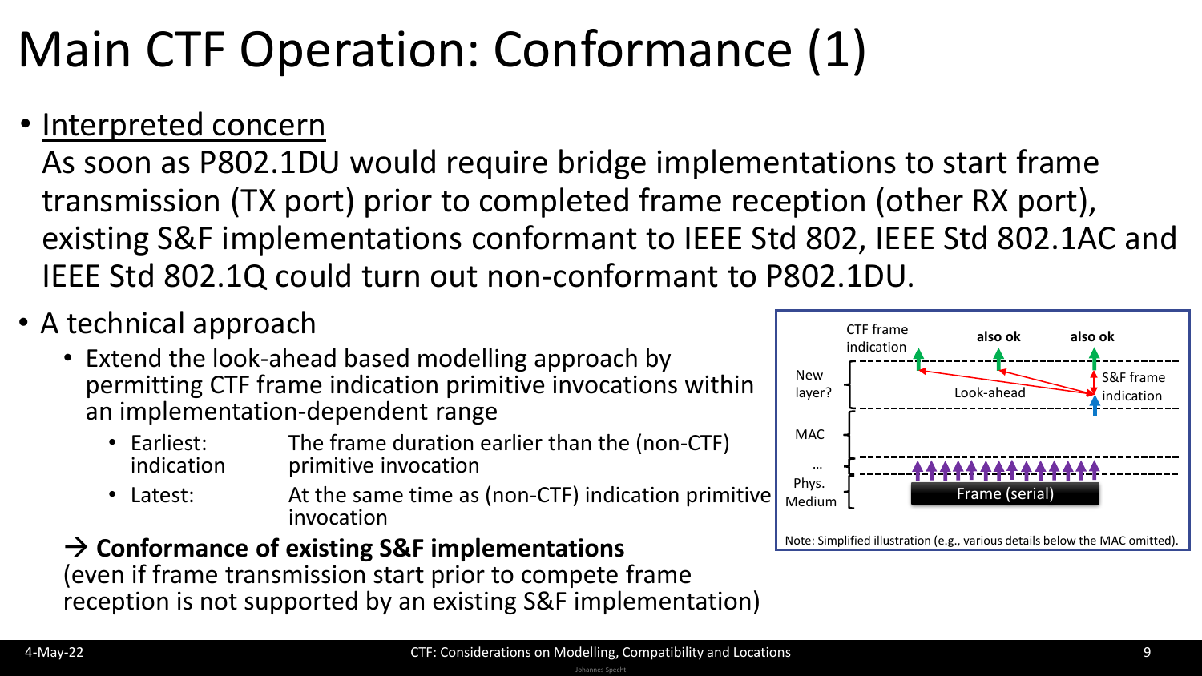# Main CTF Operation: Conformance (1)

- Interpreted concern
  As soon as P802.1DU would require bridge implementations to start frame transmission (TX port) prior to completed frame reception (other RX port), existing S&F implementations conformant to IEEE Std 802, IEEE Std 802.1AC and IEEE Std 802.1Q could turn out non-conformant to P802.1DU.
- A technical approach
  - Extend the look-ahead based modelling approach by permitting CTF frame indication primitive invocations within an implementation-dependent range
    - Earliest indication: The frame duration earlier than the (non-CTF) primitive invocation
    - Latest: At the same time as (non-CTF) indication primitive invocation

  → **Conformance of existing S&F implementations**
  (even if frame transmission start prior to compete frame reception is not supported by an existing S&F implementation)

CTF frame indication | **also ok** | **also ok**

New layer? | Look-ahead | S&F frame indication

MAC

…

Phys. Medium | Frame (serial)

Note: Simplified illustration (e.g., various details below the MAC omitted).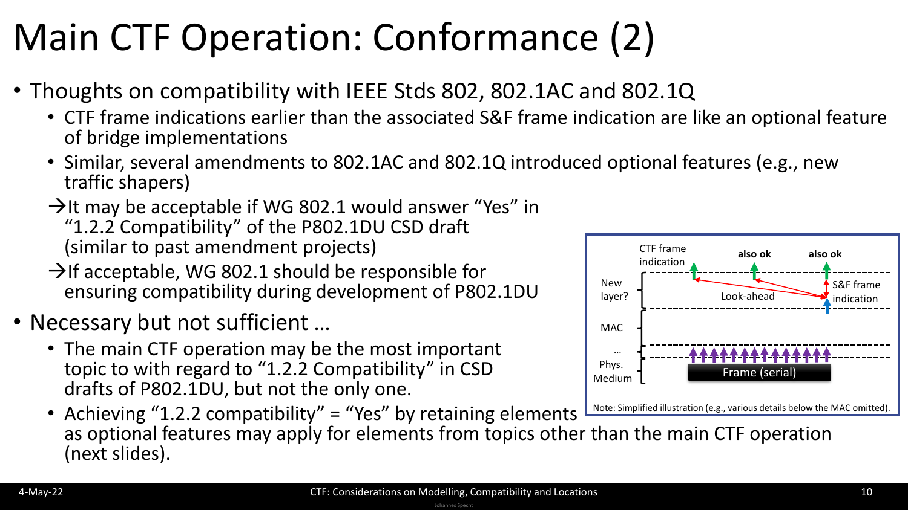# Main CTF Operation: Conformance (2)

- Thoughts on compatibility with IEEE Stds 802, 802.1AC and 802.1Q
  - CTF frame indications earlier than the associated S&F frame indication are like an optional feature of bridge implementations
  - Similar, several amendments to 802.1AC and 802.1Q introduced optional features (e.g., new traffic shapers)

  →It may be acceptable if WG 802.1 would answer "Yes" in "1.2.2 Compatibility" of the P802.1DU CSD draft (similar to past amendment projects)

  →If acceptable, WG 802.1 should be responsible for ensuring compatibility during development of P802.1DU

- Necessary but not sufficient …
  - The main CTF operation may be the most important topic to with regard to "1.2.2 Compatibility" in CSD drafts of P802.1DU, but not the only one.
  - Achieving "1.2.2 compatibility" = "Yes" by retaining elements as optional features may apply for elements from topics other than the main CTF operation (next slides).

CTF frame indication | also ok | also ok | New layer? | S&F frame indication | Look-ahead | MAC | … | Phys. Medium | Frame (serial)

Note: Simplified illustration (e.g., various details below the MAC omitted).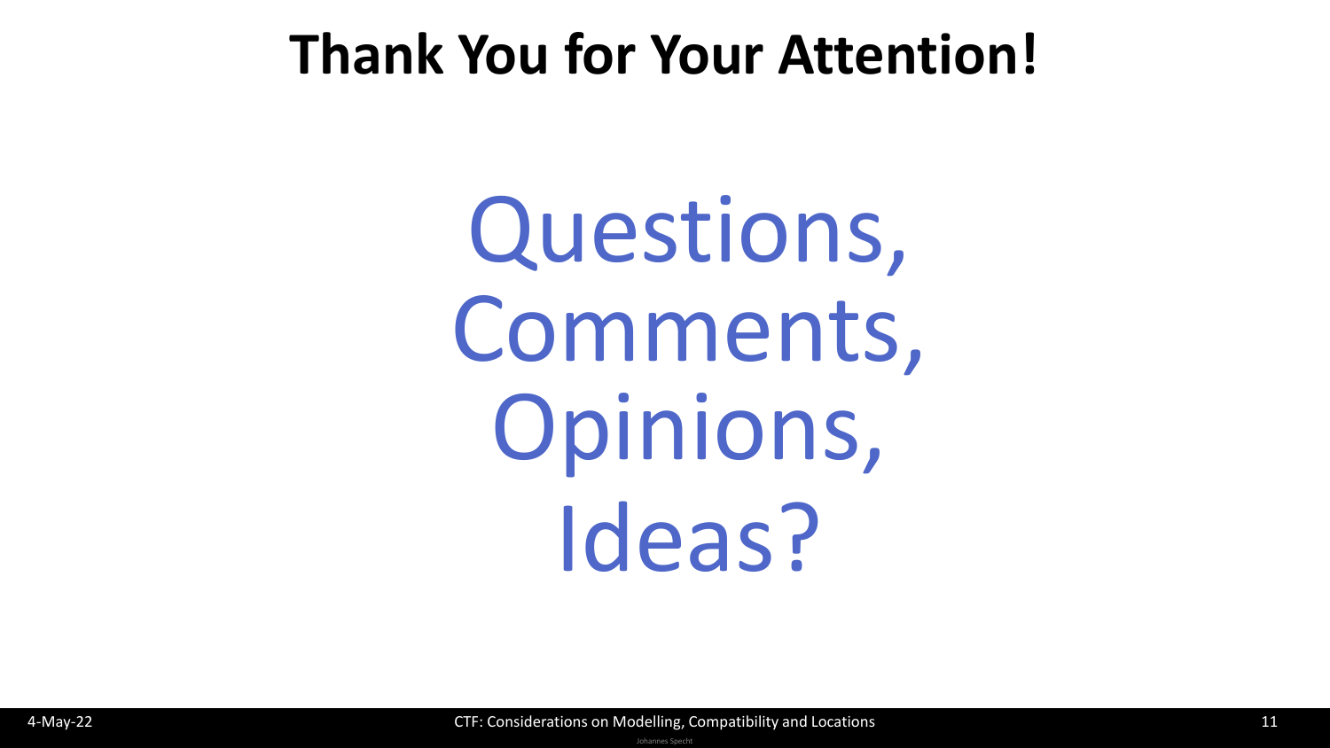# Thank You for Your Attention!

Questions,
Comments,
Opinions,
Ideas?